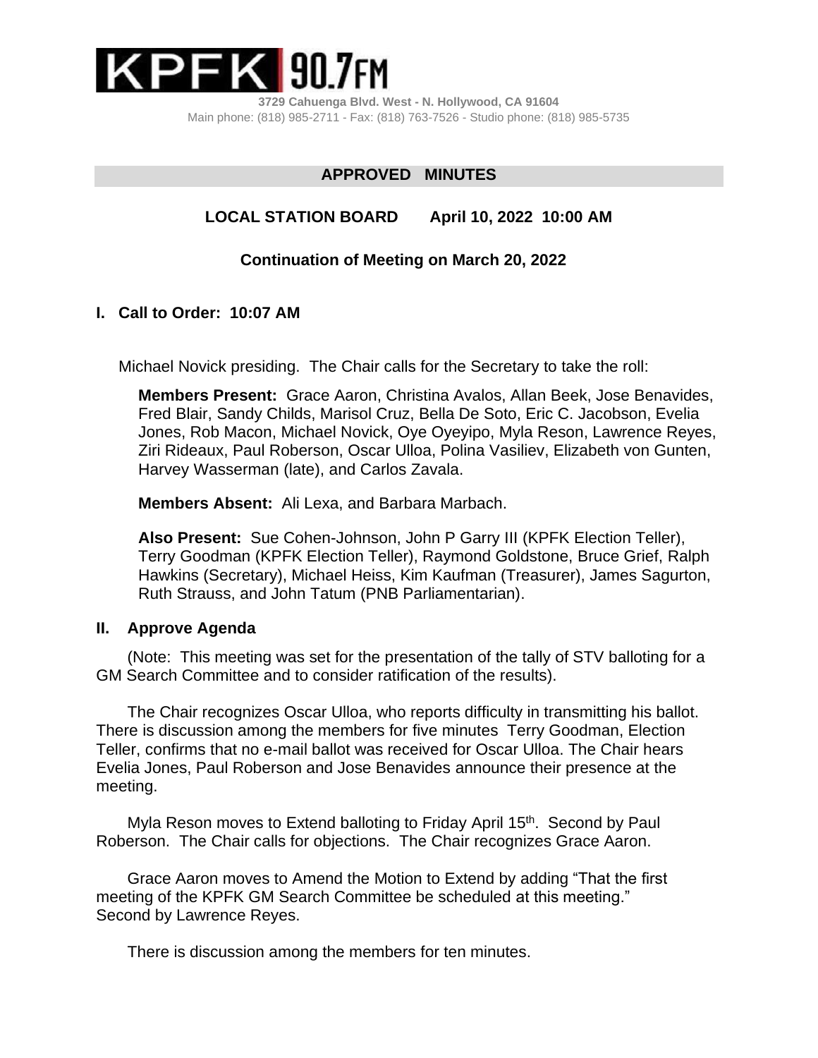**KPFK 90.7FM**

**3729 Cahuenga Blvd. West - N. Hollywood, CA 91604**
Main phone: (818) 985-2711 - Fax: (818) 763-7526 - Studio phone: (818) 985-5735

## APPROVED MINUTES

### LOCAL STATION BOARD April 10, 2022 10:00 AM

### Continuation of Meeting on March 20, 2022

## I. Call to Order: 10:07 AM

Michael Novick presiding. The Chair calls for the Secretary to take the roll:

**Members Present:** Grace Aaron, Christina Avalos, Allan Beek, Jose Benavides, Fred Blair, Sandy Childs, Marisol Cruz, Bella De Soto, Eric C. Jacobson, Evelia Jones, Rob Macon, Michael Novick, Oye Oyeyipo, Myla Reson, Lawrence Reyes, Ziri Rideaux, Paul Roberson, Oscar Ulloa, Polina Vasiliev, Elizabeth von Gunten, Harvey Wasserman (late), and Carlos Zavala.

**Members Absent:** Ali Lexa, and Barbara Marbach.

**Also Present:** Sue Cohen-Johnson, John P Garry III (KPFK Election Teller), Terry Goodman (KPFK Election Teller), Raymond Goldstone, Bruce Grief, Ralph Hawkins (Secretary), Michael Heiss, Kim Kaufman (Treasurer), James Sagurton, Ruth Strauss, and John Tatum (PNB Parliamentarian).

## II. Approve Agenda

(Note: This meeting was set for the presentation of the tally of STV balloting for a GM Search Committee and to consider ratification of the results).

The Chair recognizes Oscar Ulloa, who reports difficulty in transmitting his ballot. There is discussion among the members for five minutes Terry Goodman, Election Teller, confirms that no e-mail ballot was received for Oscar Ulloa. The Chair hears Evelia Jones, Paul Roberson and Jose Benavides announce their presence at the meeting.

Myla Reson moves to Extend balloting to Friday April 15th. Second by Paul Roberson. The Chair calls for objections. The Chair recognizes Grace Aaron.

Grace Aaron moves to Amend the Motion to Extend by adding "That the first meeting of the KPFK GM Search Committee be scheduled at this meeting." Second by Lawrence Reyes.

There is discussion among the members for ten minutes.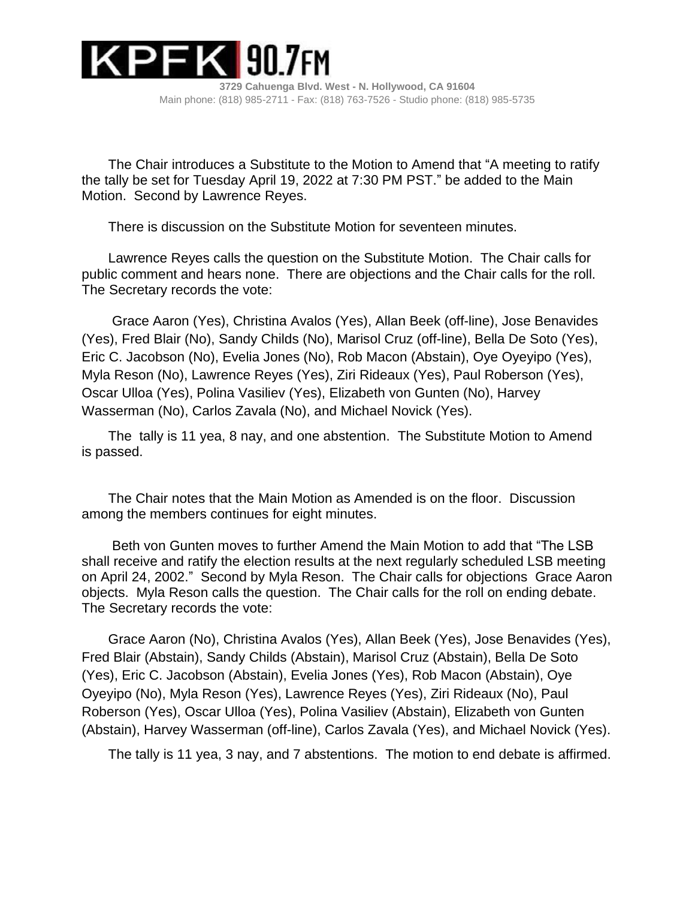The Chair introduces a Substitute to the Motion to Amend that "A meeting to ratify the tally be set for Tuesday April 19, 2022 at 7:30 PM PST." be added to the Main Motion. Second by Lawrence Reyes.

There is discussion on the Substitute Motion for seventeen minutes.

Lawrence Reyes calls the question on the Substitute Motion. The Chair calls for public comment and hears none. There are objections and the Chair calls for the roll. The Secretary records the vote:

Grace Aaron (Yes), Christina Avalos (Yes), Allan Beek (off-line), Jose Benavides (Yes), Fred Blair (No), Sandy Childs (No), Marisol Cruz (off-line), Bella De Soto (Yes), Eric C. Jacobson (No), Evelia Jones (No), Rob Macon (Abstain), Oye Oyeyipo (Yes), Myla Reson (No), Lawrence Reyes (Yes), Ziri Rideaux (Yes), Paul Roberson (Yes), Oscar Ulloa (Yes), Polina Vasiliev (Yes), Elizabeth von Gunten (No), Harvey Wasserman (No), Carlos Zavala (No), and Michael Novick (Yes).

The tally is 11 yea, 8 nay, and one abstention. The Substitute Motion to Amend is passed.

The Chair notes that the Main Motion as Amended is on the floor. Discussion among the members continues for eight minutes.

Beth von Gunten moves to further Amend the Main Motion to add that "The LSB shall receive and ratify the election results at the next regularly scheduled LSB meeting on April 24, 2002." Second by Myla Reson. The Chair calls for objections Grace Aaron objects. Myla Reson calls the question. The Chair calls for the roll on ending debate. The Secretary records the vote:

Grace Aaron (No), Christina Avalos (Yes), Allan Beek (Yes), Jose Benavides (Yes), Fred Blair (Abstain), Sandy Childs (Abstain), Marisol Cruz (Abstain), Bella De Soto (Yes), Eric C. Jacobson (Abstain), Evelia Jones (Yes), Rob Macon (Abstain), Oye Oyeyipo (No), Myla Reson (Yes), Lawrence Reyes (Yes), Ziri Rideaux (No), Paul Roberson (Yes), Oscar Ulloa (Yes), Polina Vasiliev (Abstain), Elizabeth von Gunten (Abstain), Harvey Wasserman (off-line), Carlos Zavala (Yes), and Michael Novick (Yes).

The tally is 11 yea, 3 nay, and 7 abstentions. The motion to end debate is affirmed.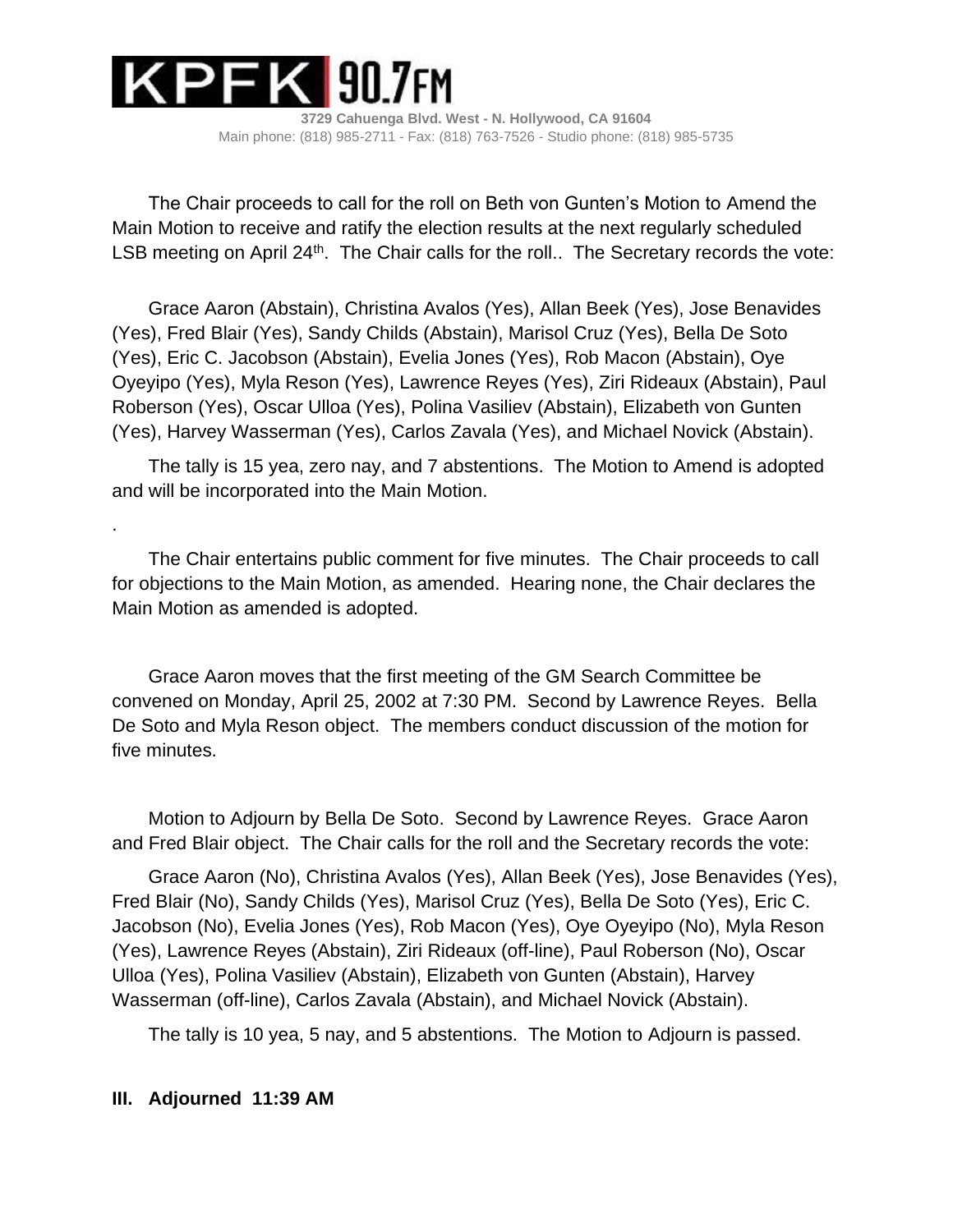The Chair proceeds to call for the roll on Beth von Gunten's Motion to Amend the Main Motion to receive and ratify the election results at the next regularly scheduled LSB meeting on April 24th. The Chair calls for the roll.. The Secretary records the vote:

Grace Aaron (Abstain), Christina Avalos (Yes), Allan Beek (Yes), Jose Benavides (Yes), Fred Blair (Yes), Sandy Childs (Abstain), Marisol Cruz (Yes), Bella De Soto (Yes), Eric C. Jacobson (Abstain), Evelia Jones (Yes), Rob Macon (Abstain), Oye Oyeyipo (Yes), Myla Reson (Yes), Lawrence Reyes (Yes), Ziri Rideaux (Abstain), Paul Roberson (Yes), Oscar Ulloa (Yes), Polina Vasiliev (Abstain), Elizabeth von Gunten (Yes), Harvey Wasserman (Yes), Carlos Zavala (Yes), and Michael Novick (Abstain).

The tally is 15 yea, zero nay, and 7 abstentions. The Motion to Amend is adopted and will be incorporated into the Main Motion.

.

The Chair entertains public comment for five minutes. The Chair proceeds to call for objections to the Main Motion, as amended. Hearing none, the Chair declares the Main Motion as amended is adopted.

Grace Aaron moves that the first meeting of the GM Search Committee be convened on Monday, April 25, 2002 at 7:30 PM. Second by Lawrence Reyes. Bella De Soto and Myla Reson object. The members conduct discussion of the motion for five minutes.

Motion to Adjourn by Bella De Soto. Second by Lawrence Reyes. Grace Aaron and Fred Blair object. The Chair calls for the roll and the Secretary records the vote:

Grace Aaron (No), Christina Avalos (Yes), Allan Beek (Yes), Jose Benavides (Yes), Fred Blair (No), Sandy Childs (Yes), Marisol Cruz (Yes), Bella De Soto (Yes), Eric C. Jacobson (No), Evelia Jones (Yes), Rob Macon (Yes), Oye Oyeyipo (No), Myla Reson (Yes), Lawrence Reyes (Abstain), Ziri Rideaux (off-line), Paul Roberson (No), Oscar Ulloa (Yes), Polina Vasiliev (Abstain), Elizabeth von Gunten (Abstain), Harvey Wasserman (off-line), Carlos Zavala (Abstain), and Michael Novick (Abstain).

The tally is 10 yea, 5 nay, and 5 abstentions. The Motion to Adjourn is passed.

**III. Adjourned 11:39 AM**